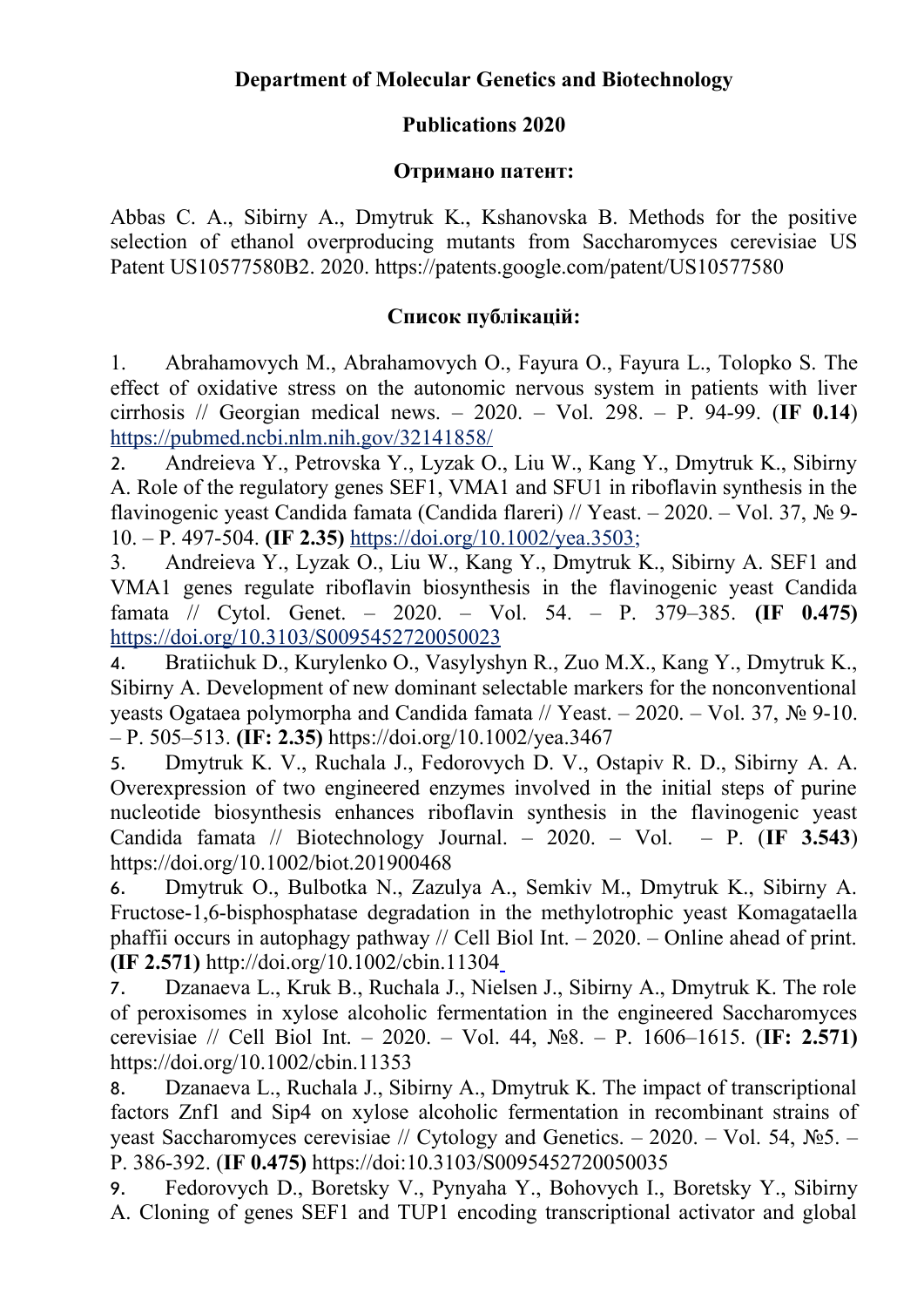**Department of Molecular Genetics and Biotechnology**

**Publications 2020**

**Отримано патент:**

Abbas C. A., Sibirny A., Dmytruk K., Kshanovska B. Methods for the positive selection of ethanol overproducing mutants from Saccharomyces cerevisiae US Patent US10577580B2. 2020. https://patents.google.com/patent/US10577580

**Список публікацій:**

1. Abrahamovych M., Abrahamovych O., Fayura O., Fayura L., Tolopko S. The effect of oxidative stress on the autonomic nervous system in patients with liver cirrhosis // Georgian medical news. – 2020. – Vol. 298. – P. 94-99. (**IF 0.14**) https://pubmed.ncbi.nlm.nih.gov/32141858/
2. Andreieva Y., Petrovska Y., Lyzak O., Liu W., Kang Y., Dmytruk K., Sibirny A. Role of the regulatory genes SEF1, VMA1 and SFU1 in riboflavin synthesis in the flavinogenic yeast Candida famata (Candida flareri) // Yeast. – 2020. – Vol. 37, № 9-10. – P. 497-504. **(IF 2.35)** https://doi.org/10.1002/yea.3503;
3. Andreieva Y., Lyzak O., Liu W., Kang Y., Dmytruk K., Sibirny A. SEF1 and VMA1 genes regulate riboflavin biosynthesis in the flavinogenic yeast Candida famata // Cytol. Genet. – 2020. – Vol. 54. – P. 379–385. **(IF 0.475)** https://doi.org/10.3103/S0095452720050023
4. Bratiichuk D., Kurylenko O., Vasylyshyn R., Zuo M.X., Kang Y., Dmytruk K., Sibirny A. Development of new dominant selectable markers for the nonconventional yeasts Ogataea polymorpha and Candida famata // Yeast. – 2020. – Vol. 37, № 9-10. – P. 505–513. **(IF: 2.35)** https://doi.org/10.1002/yea.3467
5. Dmytruk K. V., Ruchala J., Fedorovych D. V., Ostapiv R. D., Sibirny A. A. Overexpression of two engineered enzymes involved in the initial steps of purine nucleotide biosynthesis enhances riboflavin synthesis in the flavinogenic yeast Candida famata // Biotechnology Journal. – 2020. – Vol. – P. (**IF 3.543**) https://doi.org/10.1002/biot.201900468
6. Dmytruk O., Bulbotka N., Zazulya A., Semkiv M., Dmytruk K., Sibirny A. Fructose-1,6-bisphosphatase degradation in the methylotrophic yeast Komagataella phaffii occurs in autophagy pathway // Cell Biol Int. – 2020. – Online ahead of print. **(IF 2.571)** http://doi.org/10.1002/cbin.11304
7. Dzanaeva L., Kruk B., Ruchala J., Nielsen J., Sibirny A., Dmytruk K. The role of peroxisomes in xylose alcoholic fermentation in the engineered Saccharomyces cerevisiae // Cell Biol Int. – 2020. – Vol. 44, №8. – P. 1606–1615. (**IF: 2.571)** https://doi.org/10.1002/cbin.11353
8. Dzanaeva L., Ruchala J., Sibirny A., Dmytruk K. The impact of transcriptional factors Znf1 and Sip4 on xylose alcoholic fermentation in recombinant strains of yeast Saccharomyces cerevisiae // Cytology and Genetics. – 2020. – Vol. 54, №5. – P. 386-392. (**IF 0.475)** https://doi:10.3103/S0095452720050035
9. Fedorovych D., Boretsky V., Pynyaha Y., Bohovych I., Boretsky Y., Sibirny A. Cloning of genes SEF1 and TUP1 encoding transcriptional activator and global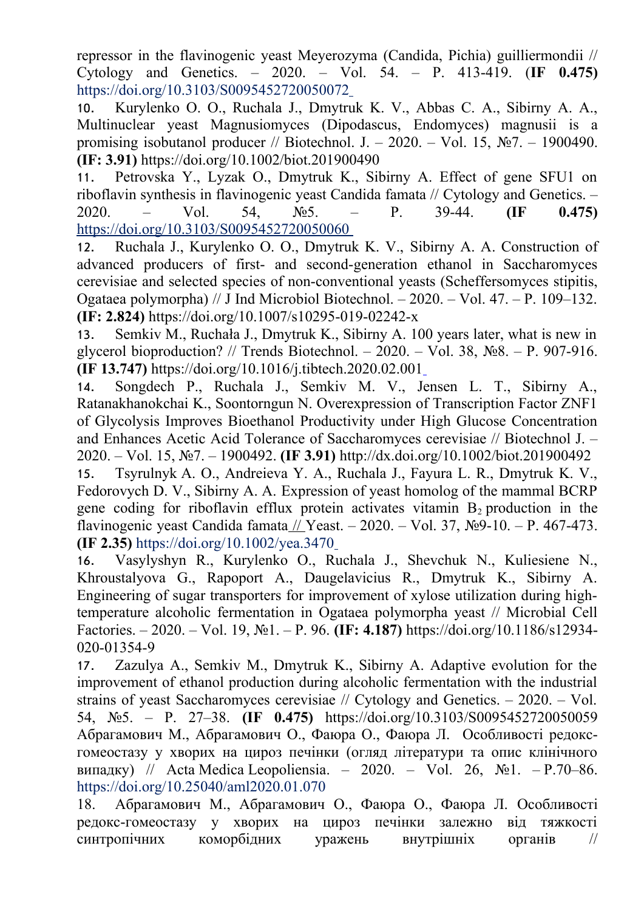repressor in the flavinogenic yeast Meyerozyma (Candida, Pichia) guilliermondii // Cytology and Genetics. – 2020. – Vol. 54. – P. 413-419. (**IF 0.475)** https://doi.org/10.3103/S0095452720050072

10. Kurylenko O. O., Ruchala J., Dmytruk K. V., Abbas C. A., Sibirny A. A., Multinuclear yeast Magnusiomyces (Dipodascus, Endomyces) magnusii is a promising isobutanol producer // Biotechnol. J. – 2020. – Vol. 15, №7. – 1900490. **(IF: 3.91)** https://doi.org/10.1002/biot.201900490

11. Petrovska Y., Lyzak O., Dmytruk K., Sibirny A. Effect of gene SFU1 on riboflavin synthesis in flavinogenic yeast Candida famata // Cytology and Genetics. – 2020. – Vol. 54, №5. – P. 39-44. **(IF 0.475)** https://doi.org/10.3103/S0095452720050060

12. Ruchala J., Kurylenko O. O., Dmytruk K. V., Sibirny A. A. Construction of advanced producers of first- and second-generation ethanol in Saccharomyces cerevisiae and selected species of non-conventional yeasts (Scheffersomyces stipitis, Ogataea polymorpha) // J Ind Microbiol Biotechnol. – 2020. – Vol. 47. – P. 109–132. **(IF: 2.824)** https://doi.org/10.1007/s10295-019-02242-x

13. Semkiv M., Ruchała J., Dmytruk K., Sibirny A. 100 years later, what is new in glycerol bioproduction? // Trends Biotechnol. – 2020. – Vol. 38, №8. – P. 907-916. **(IF 13.747)** https://doi.org/10.1016/j.tibtech.2020.02.001

14. Songdech P., Ruchala J., Semkiv M. V., Jensen L. T., Sibirny A., Ratanakhanokchai K., Soontorngun N. Overexpression of Transcription Factor ZNF1 of Glycolysis Improves Bioethanol Productivity under High Glucose Concentration and Enhances Acetic Acid Tolerance of Saccharomyces cerevisiae // Biotechnol J. – 2020. – Vol. 15, №7. – 1900492. **(IF 3.91)** http://dx.doi.org/10.1002/biot.201900492

15. Tsyrulnyk A. O., Andreieva Y. A., Ruchala J., Fayura L. R., Dmytruk K. V., Fedorovych D. V., Sibirny A. A. Expression of yeast homolog of the mammal BCRP gene coding for riboflavin efflux protein activates vitamin $B_2$ production in the flavinogenic yeast Candida famata // Yeast. – 2020. – Vol. 37, №9-10. – P. 467-473. **(IF 2.35)** https://doi.org/10.1002/yea.3470

16. Vasylyshyn R., Kurylenko O., Ruchala J., Shevchuk N., Kuliesiene N., Khroustalyova G., Rapoport A., Daugelavicius R., Dmytruk K., Sibirny A. Engineering of sugar transporters for improvement of xylose utilization during high-temperature alcoholic fermentation in Ogataea polymorpha yeast // Microbial Cell Factories. – 2020. – Vol. 19, №1. – P. 96. **(IF: 4.187)** https://doi.org/10.1186/s12934-020-01354-9

17. Zazulya A., Semkiv M., Dmytruk K., Sibirny A. Adaptive evolution for the improvement of ethanol production during alcoholic fermentation with the industrial strains of yeast Saccharomyces cerevisiae // Cytology and Genetics. – 2020. – Vol. 54, №5. – P. 27–38. **(IF 0.475)** https://doi.org/10.3103/S0095452720050059 Абрагамович М., Абрагамович О., Фаюра О., Фаюра Л. Особливості редокс-гомеостазу у хворих на цироз печінки (огляд літератури та опис клінічного випадку) // Acta Medica Leopoliensia. – 2020. – Vol. 26, №1. – P.70–86. https://doi.org/10.25040/aml2020.01.070

18. Абрагамович М., Абрагамович О., Фаюра О., Фаюра Л. Особливості редокс-гомеостазу у хворих на цироз печінки залежно від тяжкості синтропічних коморбідних уражень внутрішніх органів //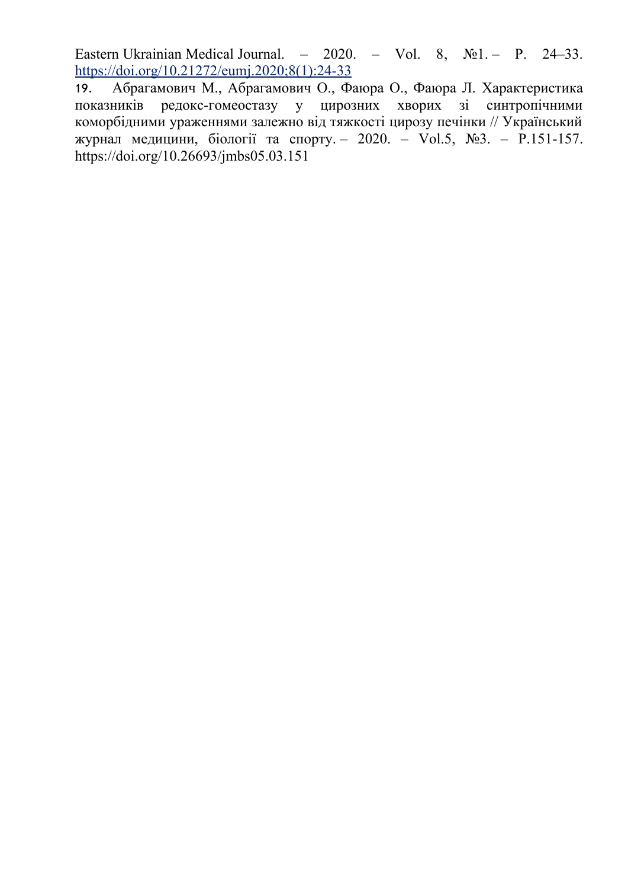Eastern Ukrainian Medical Journal. – 2020. – Vol. 8, №1. – P. 24–33. https://doi.org/10.21272/eumj.2020;8(1):24-33

19. Абрагамович М., Абрагамович О., Фаюра О., Фаюра Л. Характеристика показників редокс-гомеостазу у цирозних хворих зі синтропічними коморбідними ураженнями залежно від тяжкості цирозу печінки // Український журнал медицини, біології та спорту. – 2020. – Vol.5, №3. – P.151-157. https://doi.org/10.26693/jmbs05.03.151